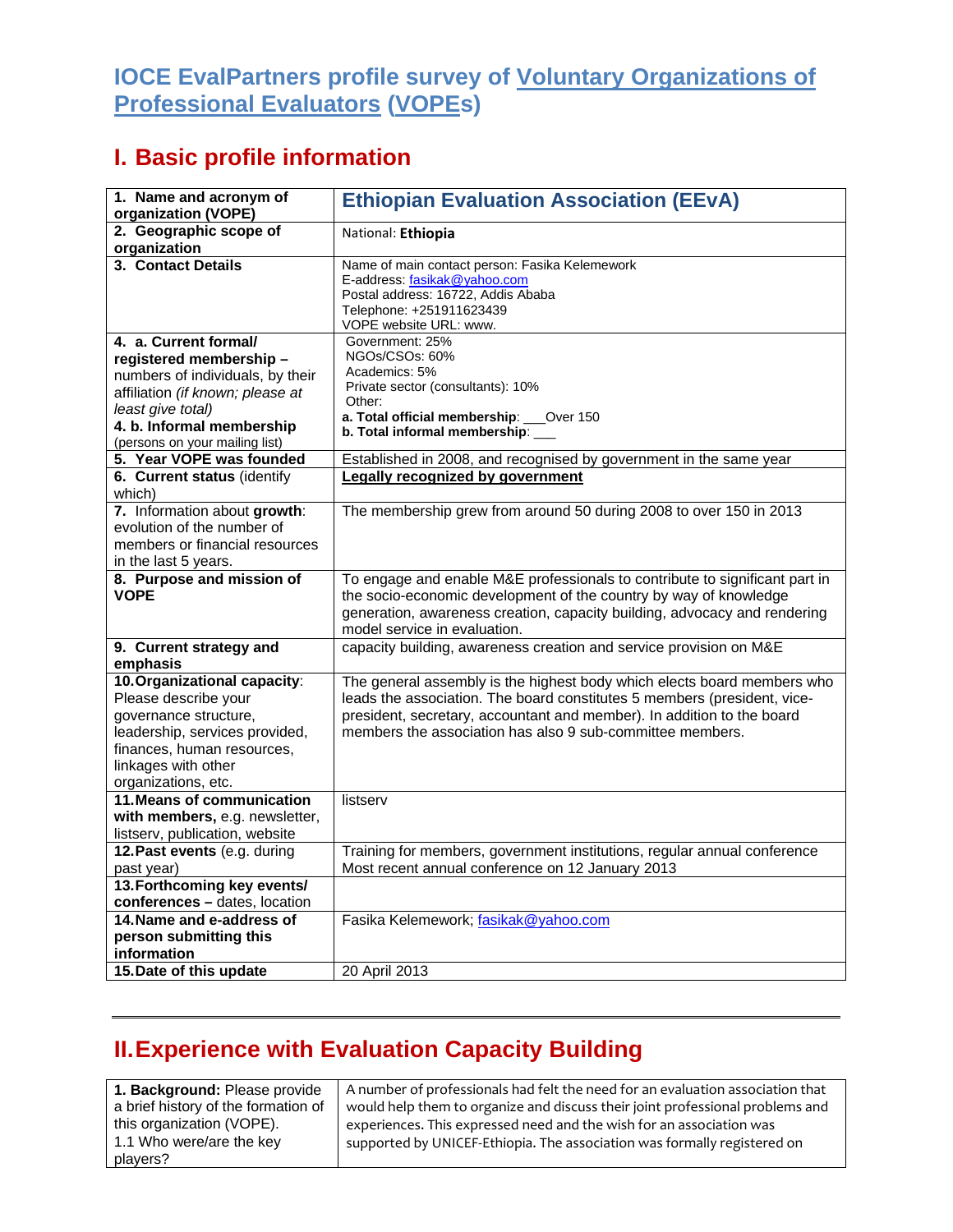# IOCE EvalPartners profile survey of Voluntary Organizations of Professional Evaluators (VOPEs)

## I. Basic profile information

| 1. Name and acronym of organization (VOPE) | **Ethiopian Evaluation Association (EEvA)** |
|---|---|
| **2. Geographic scope of organization** | National: **Ethiopia** |
| **3. Contact Details** | Name of main contact person: Fasika Kelemework<br>E-address: fasikak@yahoo.com<br>Postal address: 16722, Addis Ababa<br>Telephone: +251911623439<br>VOPE website URL: www. |
| **4. a. Current formal/ registered membership –** numbers of individuals, by their affiliation *(if known; please at least give total)*<br>**4. b. Informal membership** (persons on your mailing list) | Government: 25%<br>NGOs/CSOs: 60%<br>Academics: 5%<br>Private sector (consultants): 10%<br>Other:<br>**a. Total official membership**: ___Over 150<br>**b. Total informal membership**: ___ |
| **5. Year VOPE was founded** | Established in 2008, and recognised by government in the same year |
| **6. Current status** (identify which) | **Legally recognized by government** |
| **7.** Information about **growth**: evolution of the number of members or financial resources in the last 5 years. | The membership grew from around 50 during 2008 to over 150 in 2013 |
| **8. Purpose and mission of VOPE** | To engage and enable M&E professionals to contribute to significant part in the socio-economic development of the country by way of knowledge generation, awareness creation, capacity building, advocacy and rendering model service in evaluation. |
| **9. Current strategy and emphasis** | capacity building, awareness creation and service provision on M&E |
| **10. Organizational capacity**: Please describe your governance structure, leadership, services provided, finances, human resources, linkages with other organizations, etc. | The general assembly is the highest body which elects board members who leads the association. The board constitutes 5 members (president, vice-president, secretary, accountant and member). In addition to the board members the association has also 9 sub-committee members. |
| **11. Means of communication with members,** e.g. newsletter, listserv, publication, website | listserv |
| **12. Past events** (e.g. during past year) | Training for members, government institutions, regular annual conference<br>Most recent annual conference on 12 January 2013 |
| **13. Forthcoming key events/ conferences –** dates, location | |
| **14. Name and e-address of person submitting this information** | Fasika Kelemework; fasikak@yahoo.com |
| **15. Date of this update** | 20 April 2013 |

---

## II. Experience with Evaluation Capacity Building

| **1. Background:** Please provide a brief history of the formation of this organization (VOPE).<br>1.1 Who were/are the key players? | A number of professionals had felt the need for an evaluation association that would help them to organize and discuss their joint professional problems and experiences. This expressed need and the wish for an association was supported by UNICEF-Ethiopia. The association was formally registered on |
|---|---|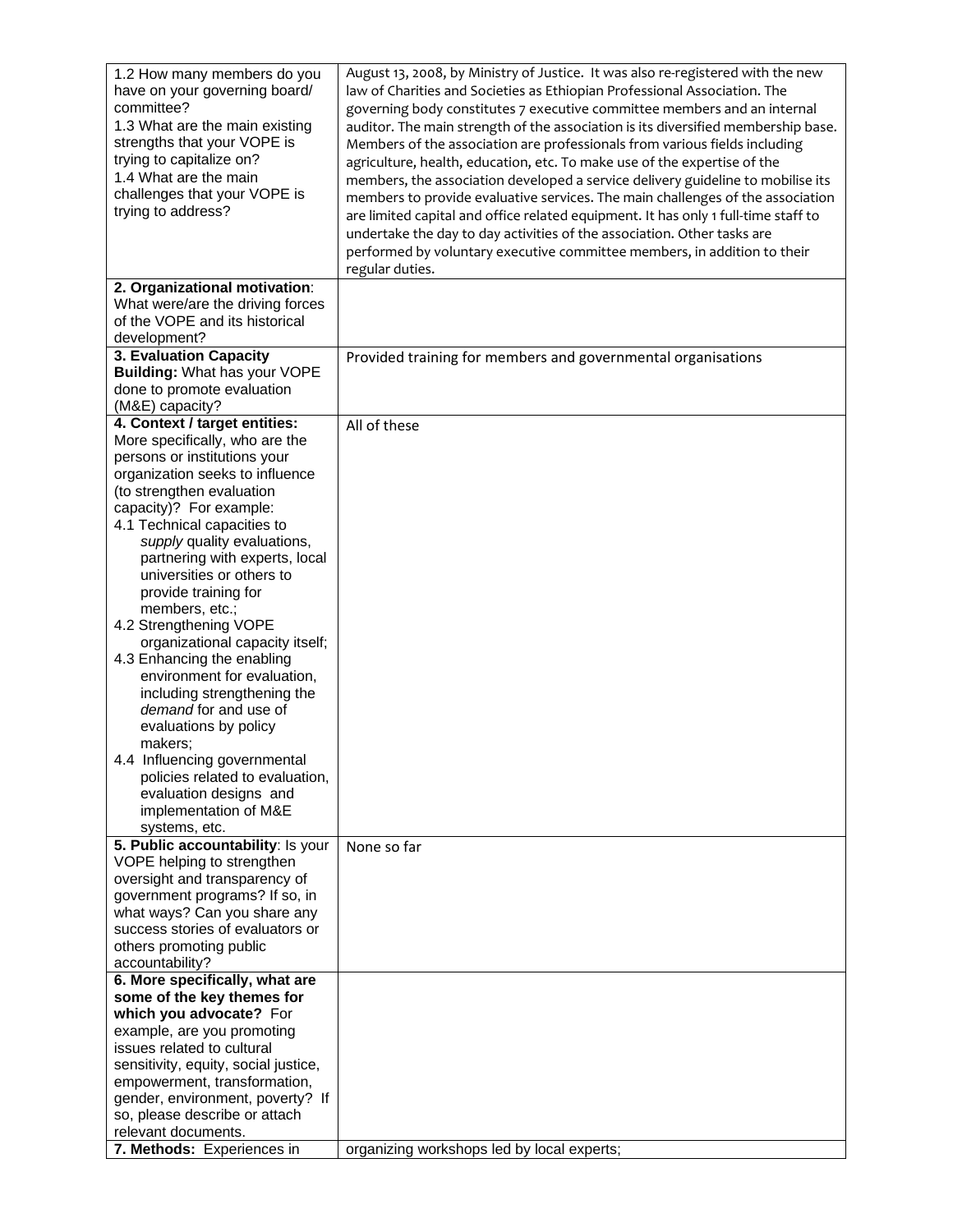| | |
|---|---|
| 1.2 How many members do you have on your governing board/ committee?<br>1.3 What are the main existing strengths that your VOPE is trying to capitalize on?<br>1.4 What are the main challenges that your VOPE is trying to address? | August 13, 2008, by Ministry of Justice. It was also re-registered with the new law of Charities and Societies as Ethiopian Professional Association. The governing body constitutes 7 executive committee members and an internal auditor. The main strength of the association is its diversified membership base. Members of the association are professionals from various fields including agriculture, health, education, etc. To make use of the expertise of the members, the association developed a service delivery guideline to mobilise its members to provide evaluative services. The main challenges of the association are limited capital and office related equipment. It has only 1 full-time staff to undertake the day to day activities of the association. Other tasks are performed by voluntary executive committee members, in addition to their regular duties. |
| **2. Organizational motivation**: What were/are the driving forces of the VOPE and its historical development? | |
| **3. Evaluation Capacity Building:** What has your VOPE done to promote evaluation (M&E) capacity? | Provided training for members and governmental organisations |
| **4. Context / target entities:** More specifically, who are the persons or institutions your organization seeks to influence (to strengthen evaluation capacity)? For example:<br>4.1 Technical capacities to *supply* quality evaluations, partnering with experts, local universities or others to provide training for members, etc.;<br>4.2 Strengthening VOPE organizational capacity itself;<br>4.3 Enhancing the enabling environment for evaluation, including strengthening the *demand* for and use of evaluations by policy makers;<br>4.4 Influencing governmental policies related to evaluation, evaluation designs and implementation of M&E systems, etc. | All of these |
| **5. Public accountability**: Is your VOPE helping to strengthen oversight and transparency of government programs? If so, in what ways? Can you share any success stories of evaluators or others promoting public accountability? | None so far |
| **6. More specifically, what are some of the key themes for which you advocate?** For example, are you promoting issues related to cultural sensitivity, equity, social justice, empowerment, transformation, gender, environment, poverty? If so, please describe or attach relevant documents. | |
| **7. Methods:** Experiences in | organizing workshops led by local experts; |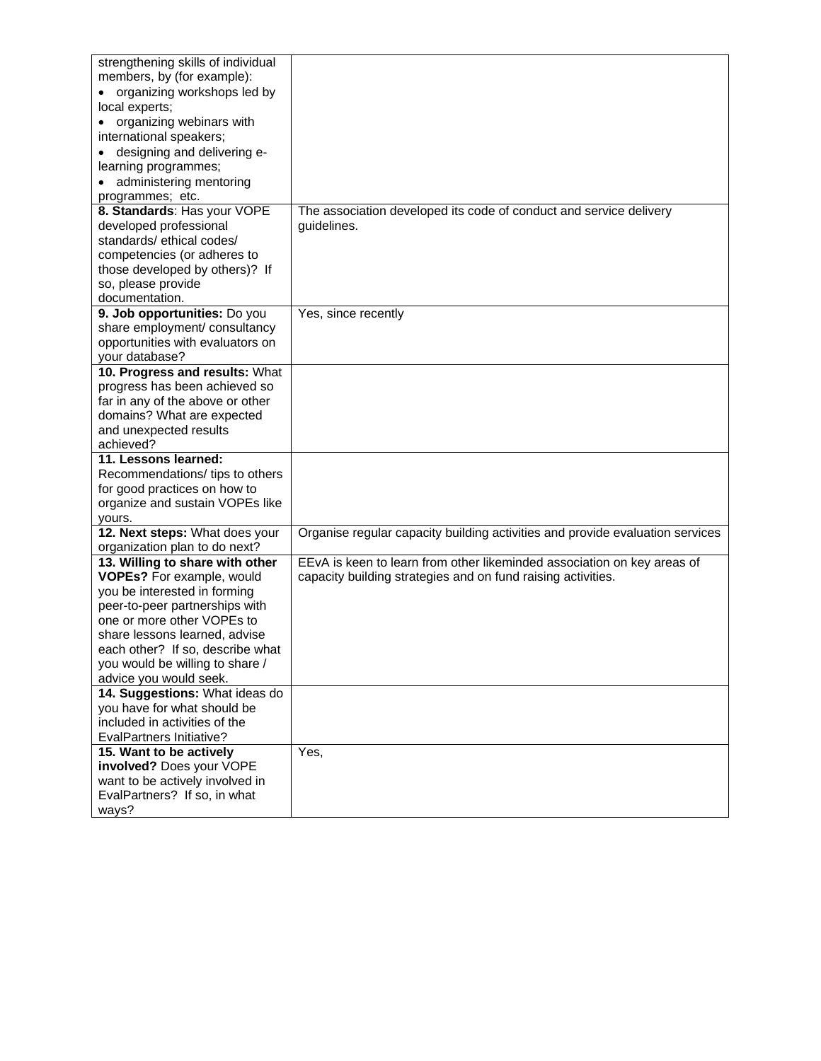| | |
|---|---|
| strengthening skills of individual members, by (for example):<br>• organizing workshops led by local experts;<br>• organizing webinars with international speakers;<br>• designing and delivering e-learning programmes;<br>• administering mentoring programmes; etc. | |
| **8. Standards**: Has your VOPE developed professional standards/ ethical codes/ competencies (or adheres to those developed by others)? If so, please provide documentation. | The association developed its code of conduct and service delivery guidelines. |
| **9. Job opportunities:** Do you share employment/ consultancy opportunities with evaluators on your database? | Yes, since recently |
| **10. Progress and results:** What progress has been achieved so far in any of the above or other domains? What are expected and unexpected results achieved? | |
| **11. Lessons learned:** Recommendations/ tips to others for good practices on how to organize and sustain VOPEs like yours. | |
| **12. Next steps:** What does your organization plan to do next? | Organise regular capacity building activities and provide evaluation services |
| **13. Willing to share with other VOPEs?** For example, would you be interested in forming peer-to-peer partnerships with one or more other VOPEs to share lessons learned, advise each other? If so, describe what you would be willing to share / advice you would seek. | EEvA is keen to learn from other likeminded association on key areas of capacity building strategies and on fund raising activities. |
| **14. Suggestions:** What ideas do you have for what should be included in activities of the EvalPartners Initiative? | |
| **15. Want to be actively involved?** Does your VOPE want to be actively involved in EvalPartners? If so, in what ways? | Yes, |